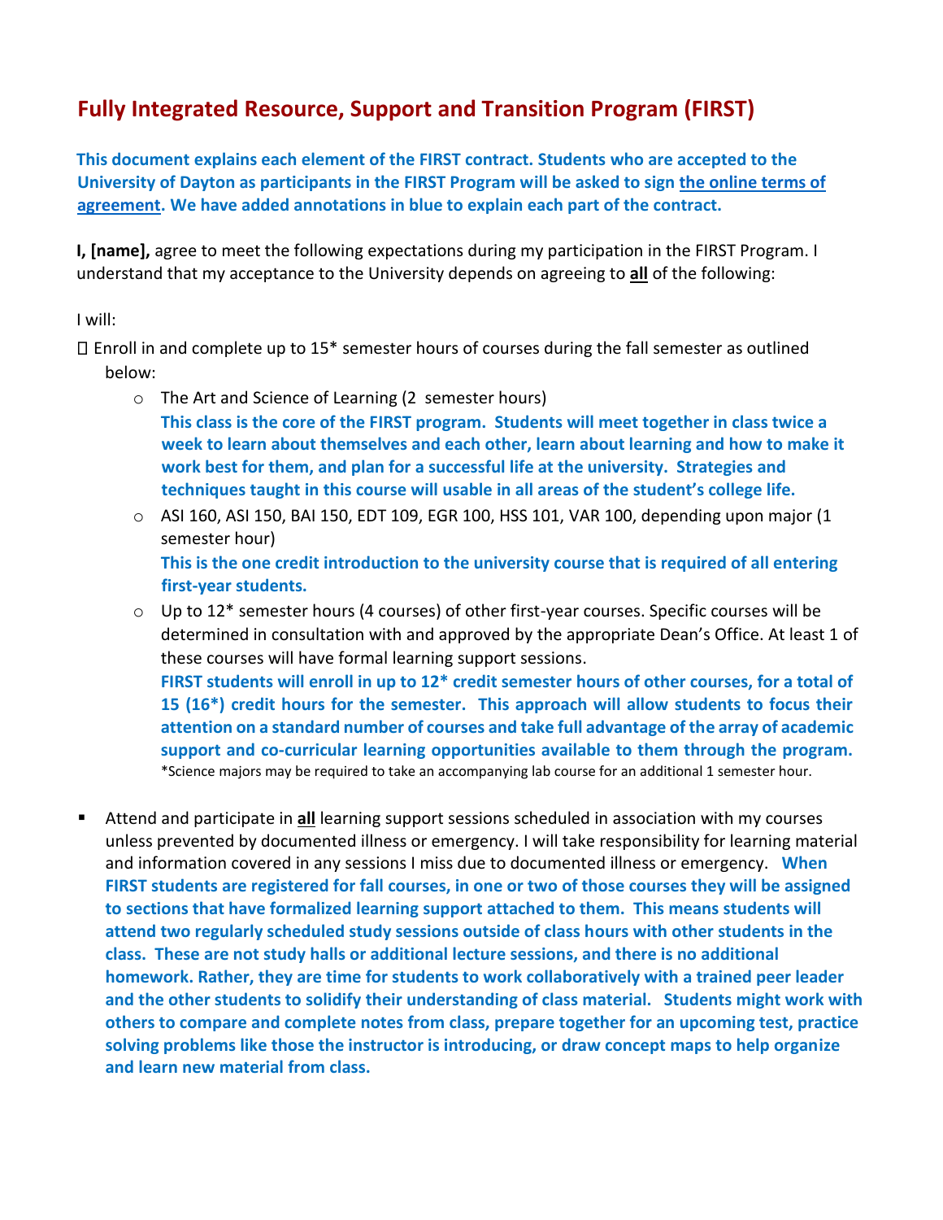# Fully Integrated Resource, Support and Transition Program (FIRST)

**This document explains each element of the FIRST contract. Students who are accepted to the University of Dayton as participants in the FIRST Program will be asked to sign the online terms of agreement. We have added annotations in blue to explain each part of the contract.**

**I, [name],** agree to meet the following expectations during my participation in the FIRST Program. I understand that my acceptance to the University depends on agreeing to **all** of the following:

I will:

- Enroll in and complete up to 15* semester hours of courses during the fall semester as outlined below:
  - The Art and Science of Learning (2 semester hours)
    **This class is the core of the FIRST program. Students will meet together in class twice a week to learn about themselves and each other, learn about learning and how to make it work best for them, and plan for a successful life at the university. Strategies and techniques taught in this course will usable in all areas of the student's college life.**
  - ASI 160, ASI 150, BAI 150, EDT 109, EGR 100, HSS 101, VAR 100, depending upon major (1 semester hour)
    **This is the one credit introduction to the university course that is required of all entering first-year students.**
  - Up to 12* semester hours (4 courses) of other first-year courses. Specific courses will be determined in consultation with and approved by the appropriate Dean's Office. At least 1 of these courses will have formal learning support sessions.
    **FIRST students will enroll in up to 12* credit semester hours of other courses, for a total of 15 (16*) credit hours for the semester. This approach will allow students to focus their attention on a standard number of courses and take full advantage of the array of academic support and co-curricular learning opportunities available to them through the program.**
    *Science majors may be required to take an accompanying lab course for an additional 1 semester hour.

- Attend and participate in **all** learning support sessions scheduled in association with my courses unless prevented by documented illness or emergency. I will take responsibility for learning material and information covered in any sessions I miss due to documented illness or emergency. **When FIRST students are registered for fall courses, in one or two of those courses they will be assigned to sections that have formalized learning support attached to them. This means students will attend two regularly scheduled study sessions outside of class hours with other students in the class. These are not study halls or additional lecture sessions, and there is no additional homework. Rather, they are time for students to work collaboratively with a trained peer leader and the other students to solidify their understanding of class material. Students might work with others to compare and complete notes from class, prepare together for an upcoming test, practice solving problems like those the instructor is introducing, or draw concept maps to help organize and learn new material from class.**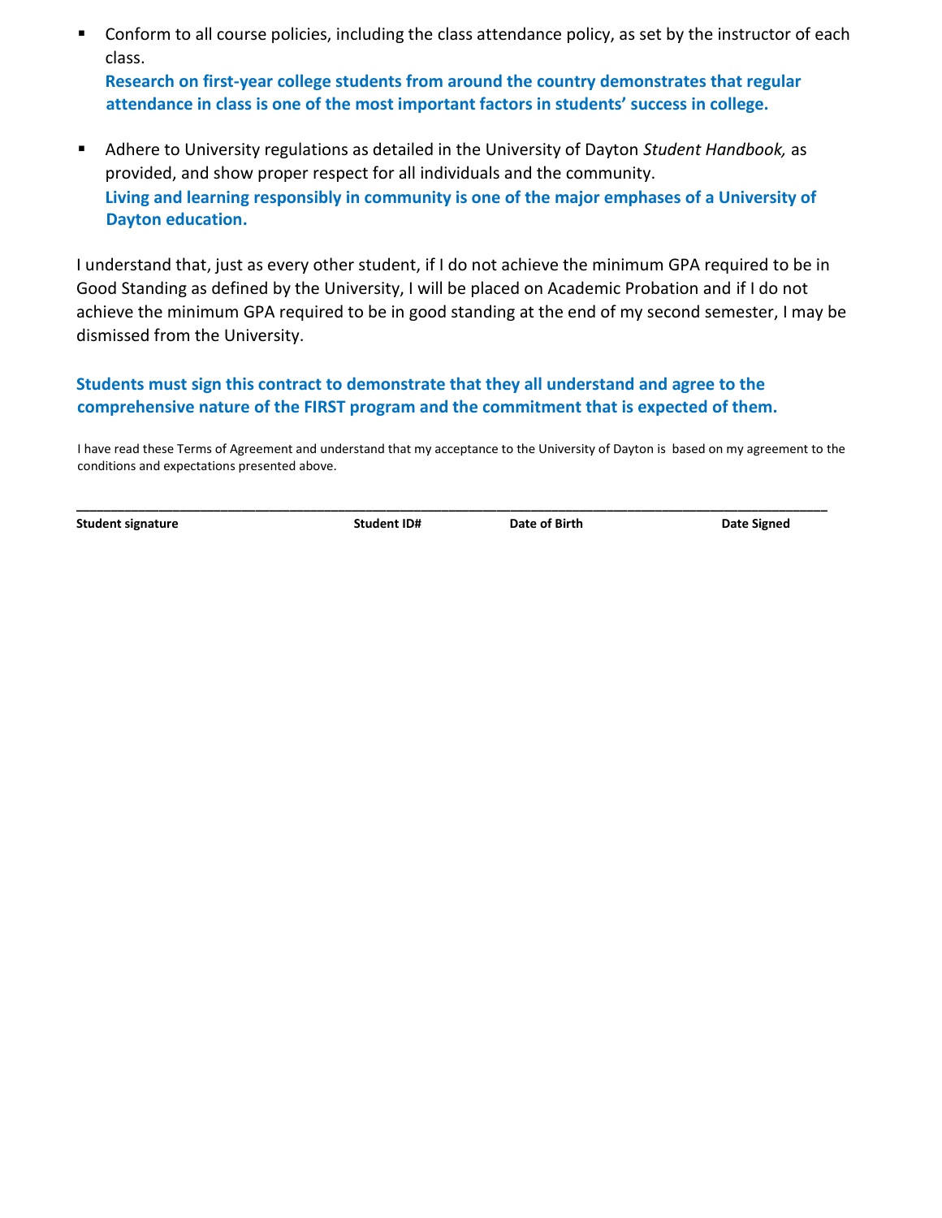- Conform to all course policies, including the class attendance policy, as set by the instructor of each class.
  **Research on first-year college students from around the country demonstrates that regular attendance in class is one of the most important factors in students' success in college.**

- Adhere to University regulations as detailed in the University of Dayton *Student Handbook,* as provided, and show proper respect for all individuals and the community.
  **Living and learning responsibly in community is one of the major emphases of a University of Dayton education.**

I understand that, just as every other student, if I do not achieve the minimum GPA required to be in Good Standing as defined by the University, I will be placed on Academic Probation and if I do not achieve the minimum GPA required to be in good standing at the end of my second semester, I may be dismissed from the University.

**Students must sign this contract to demonstrate that they all understand and agree to the comprehensive nature of the FIRST program and the commitment that is expected of them.**

I have read these Terms of Agreement and understand that my acceptance to the University of Dayton is based on my agreement to the conditions and expectations presented above.

______________________________________________________________________________________________

**Student signature** **Student ID#** **Date of Birth** **Date Signed**